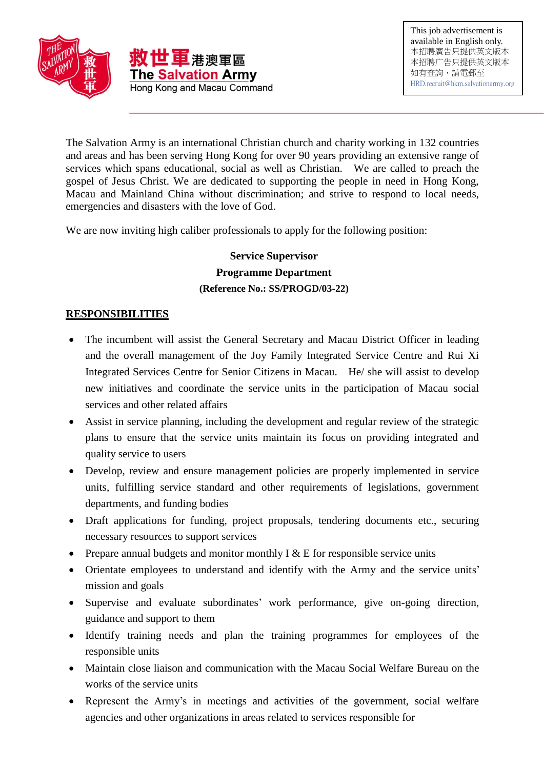救世軍港澳軍區
The Salvation Army
Hong Kong and Macau Command

This job advertisement is available in English only.
本招聘廣告只提供英文版本
本招聘广告只提供英文版本
如有查詢，請電郵至
HRD.recruit@hkm.salvationarmy.org

The Salvation Army is an international Christian church and charity working in 132 countries and areas and has been serving Hong Kong for over 90 years providing an extensive range of services which spans educational, social as well as Christian. We are called to preach the gospel of Jesus Christ. We are dedicated to supporting the people in need in Hong Kong, Macau and Mainland China without discrimination; and strive to respond to local needs, emergencies and disasters with the love of God.

We are now inviting high caliber professionals to apply for the following position:

**Service Supervisor**
**Programme Department**
**(Reference No.: SS/PROGD/03-22)**

## RESPONSIBILITIES

- The incumbent will assist the General Secretary and Macau District Officer in leading and the overall management of the Joy Family Integrated Service Centre and Rui Xi Integrated Services Centre for Senior Citizens in Macau. He/ she will assist to develop new initiatives and coordinate the service units in the participation of Macau social services and other related affairs
- Assist in service planning, including the development and regular review of the strategic plans to ensure that the service units maintain its focus on providing integrated and quality service to users
- Develop, review and ensure management policies are properly implemented in service units, fulfilling service standard and other requirements of legislations, government departments, and funding bodies
- Draft applications for funding, project proposals, tendering documents etc., securing necessary resources to support services
- Prepare annual budgets and monitor monthly I & E for responsible service units
- Orientate employees to understand and identify with the Army and the service units' mission and goals
- Supervise and evaluate subordinates' work performance, give on-going direction, guidance and support to them
- Identify training needs and plan the training programmes for employees of the responsible units
- Maintain close liaison and communication with the Macau Social Welfare Bureau on the works of the service units
- Represent the Army's in meetings and activities of the government, social welfare agencies and other organizations in areas related to services responsible for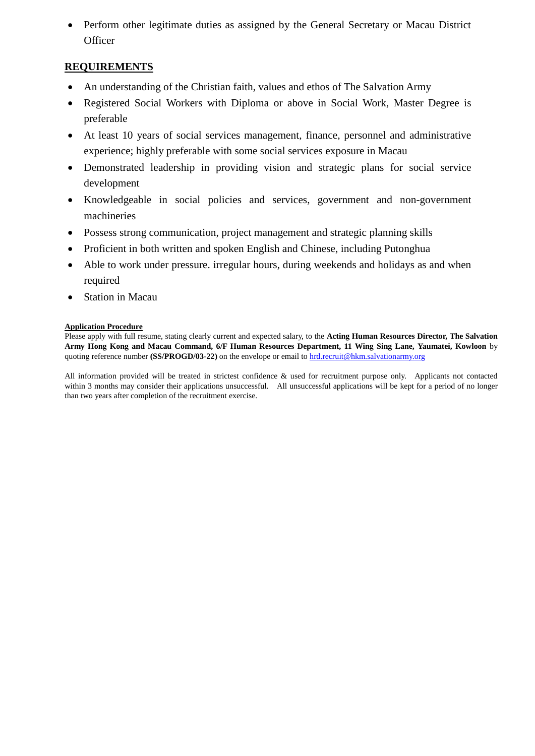- Perform other legitimate duties as assigned by the General Secretary or Macau District Officer

## REQUIREMENTS

- An understanding of the Christian faith, values and ethos of The Salvation Army
- Registered Social Workers with Diploma or above in Social Work, Master Degree is preferable
- At least 10 years of social services management, finance, personnel and administrative experience; highly preferable with some social services exposure in Macau
- Demonstrated leadership in providing vision and strategic plans for social service development
- Knowledgeable in social policies and services, government and non-government machineries
- Possess strong communication, project management and strategic planning skills
- Proficient in both written and spoken English and Chinese, including Putonghua
- Able to work under pressure. irregular hours, during weekends and holidays as and when required
- Station in Macau

### Application Procedure

Please apply with full resume, stating clearly current and expected salary, to the **Acting Human Resources Director, The Salvation Army Hong Kong and Macau Command, 6/F Human Resources Department, 11 Wing Sing Lane, Yaumatei, Kowloon** by quoting reference number **(SS/PROGD/03-22)** on the envelope or email to hrd.recruit@hkm.salvationarmy.org

All information provided will be treated in strictest confidence & used for recruitment purpose only. Applicants not contacted within 3 months may consider their applications unsuccessful. All unsuccessful applications will be kept for a period of no longer than two years after completion of the recruitment exercise.